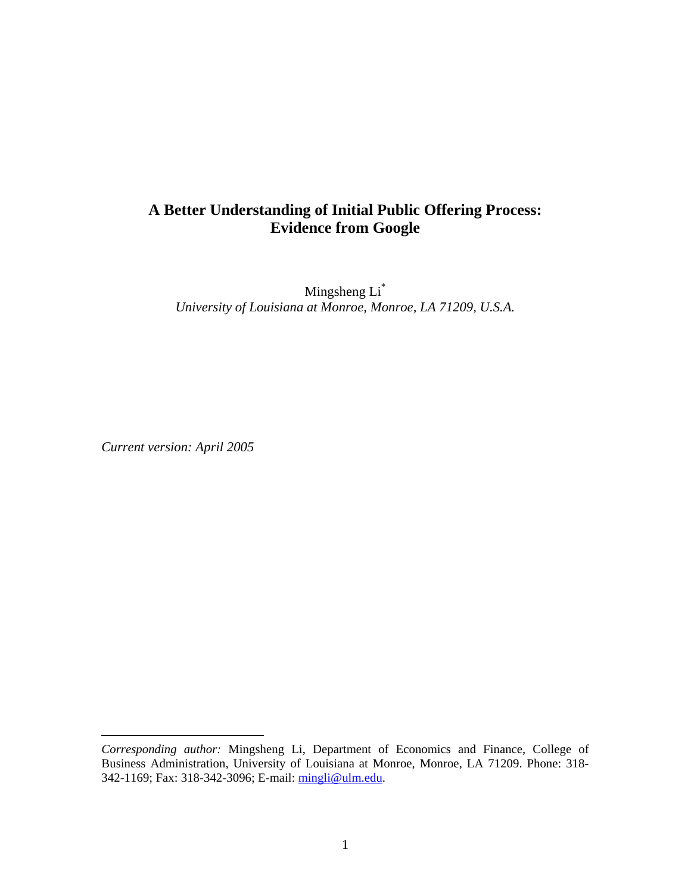# A Better Understanding of Initial Public Offering Process: Evidence from Google

Mingsheng Li[*]

*University of Louisiana at Monroe, Monroe, LA 71209, U.S.A.*

*Current version: April 2005*

---

*Corresponding author:* Mingsheng Li, Department of Economics and Finance, College of Business Administration, University of Louisiana at Monroe, Monroe, LA 71209. Phone: 318-342-1169; Fax: 318-342-3096; E-mail: mingli@ulm.edu.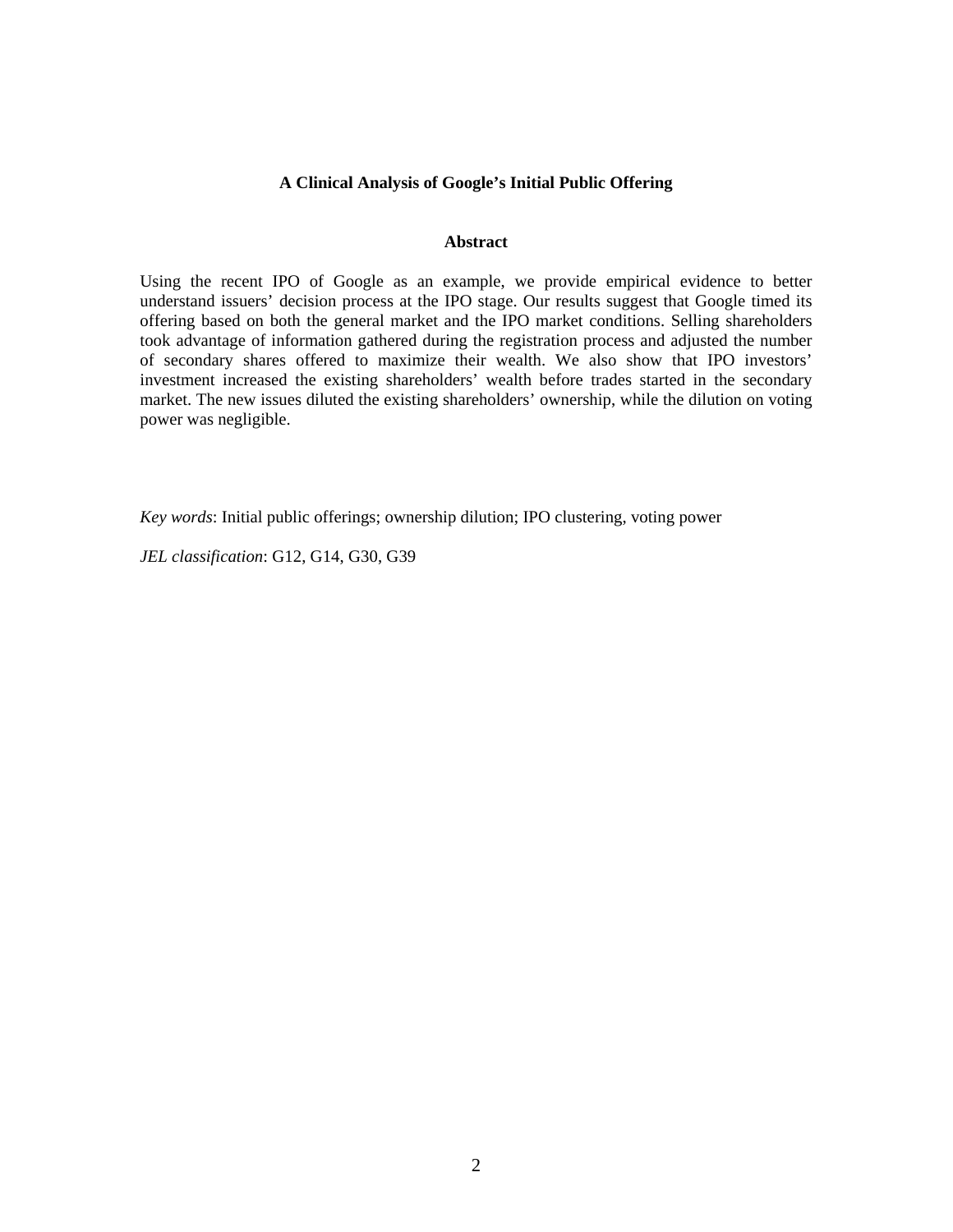# A Clinical Analysis of Google's Initial Public Offering

## Abstract

Using the recent IPO of Google as an example, we provide empirical evidence to better understand issuers' decision process at the IPO stage. Our results suggest that Google timed its offering based on both the general market and the IPO market conditions. Selling shareholders took advantage of information gathered during the registration process and adjusted the number of secondary shares offered to maximize their wealth. We also show that IPO investors' investment increased the existing shareholders' wealth before trades started in the secondary market. The new issues diluted the existing shareholders' ownership, while the dilution on voting power was negligible.

*Key words*: Initial public offerings; ownership dilution; IPO clustering, voting power

*JEL classification*: G12, G14, G30, G39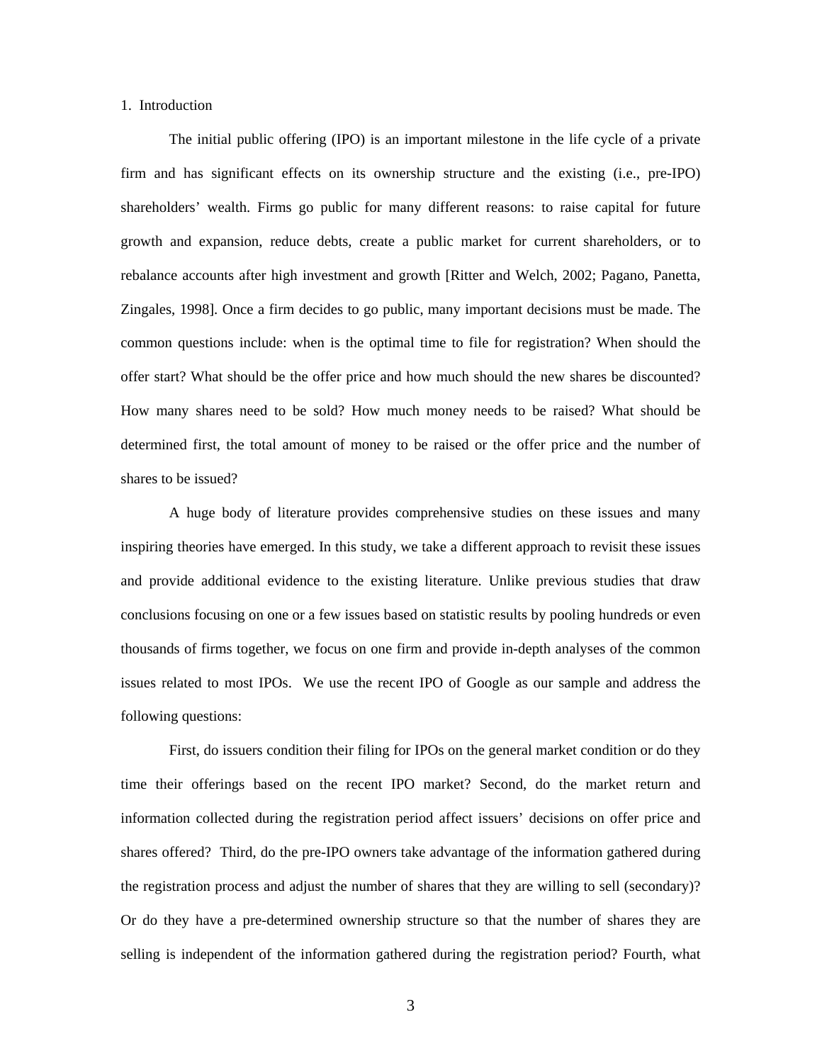## 1. Introduction

The initial public offering (IPO) is an important milestone in the life cycle of a private firm and has significant effects on its ownership structure and the existing (i.e., pre-IPO) shareholders' wealth. Firms go public for many different reasons: to raise capital for future growth and expansion, reduce debts, create a public market for current shareholders, or to rebalance accounts after high investment and growth [Ritter and Welch, 2002; Pagano, Panetta, Zingales, 1998]. Once a firm decides to go public, many important decisions must be made. The common questions include: when is the optimal time to file for registration? When should the offer start? What should be the offer price and how much should the new shares be discounted? How many shares need to be sold? How much money needs to be raised? What should be determined first, the total amount of money to be raised or the offer price and the number of shares to be issued?

A huge body of literature provides comprehensive studies on these issues and many inspiring theories have emerged. In this study, we take a different approach to revisit these issues and provide additional evidence to the existing literature. Unlike previous studies that draw conclusions focusing on one or a few issues based on statistic results by pooling hundreds or even thousands of firms together, we focus on one firm and provide in-depth analyses of the common issues related to most IPOs. We use the recent IPO of Google as our sample and address the following questions:

First, do issuers condition their filing for IPOs on the general market condition or do they time their offerings based on the recent IPO market? Second, do the market return and information collected during the registration period affect issuers' decisions on offer price and shares offered? Third, do the pre-IPO owners take advantage of the information gathered during the registration process and adjust the number of shares that they are willing to sell (secondary)? Or do they have a pre-determined ownership structure so that the number of shares they are selling is independent of the information gathered during the registration period? Fourth, what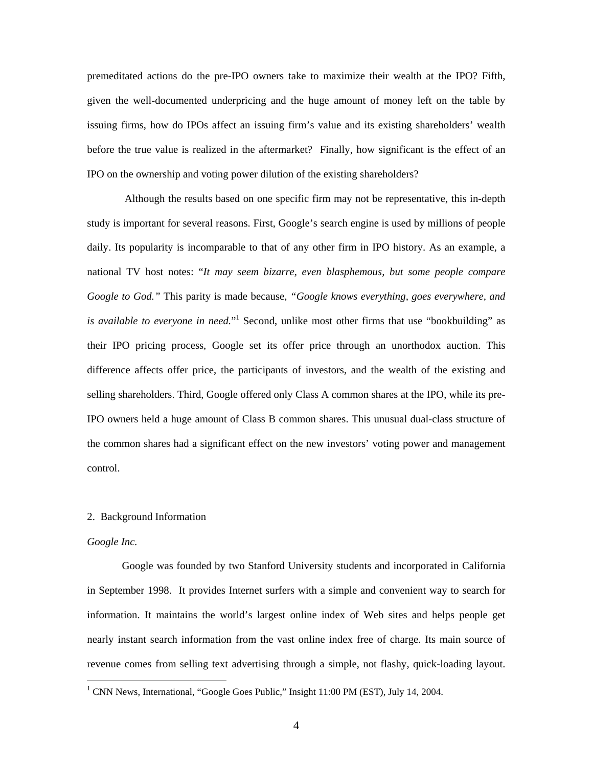premeditated actions do the pre-IPO owners take to maximize their wealth at the IPO? Fifth, given the well-documented underpricing and the huge amount of money left on the table by issuing firms, how do IPOs affect an issuing firm's value and its existing shareholders' wealth before the true value is realized in the aftermarket? Finally, how significant is the effect of an IPO on the ownership and voting power dilution of the existing shareholders?

Although the results based on one specific firm may not be representative, this in-depth study is important for several reasons. First, Google's search engine is used by millions of people daily. Its popularity is incomparable to that of any other firm in IPO history. As an example, a national TV host notes: "*It may seem bizarre, even blasphemous, but some people compare Google to God."* This parity is made because, *"Google knows everything, goes everywhere, and is available to everyone in need.*"[1] Second, unlike most other firms that use "bookbuilding" as their IPO pricing process, Google set its offer price through an unorthodox auction. This difference affects offer price, the participants of investors, and the wealth of the existing and selling shareholders. Third, Google offered only Class A common shares at the IPO, while its pre-IPO owners held a huge amount of Class B common shares. This unusual dual-class structure of the common shares had a significant effect on the new investors' voting power and management control.

## 2. Background Information

*Google Inc.*

Google was founded by two Stanford University students and incorporated in California in September 1998. It provides Internet surfers with a simple and convenient way to search for information. It maintains the world's largest online index of Web sites and helps people get nearly instant search information from the vast online index free of charge. Its main source of revenue comes from selling text advertising through a simple, not flashy, quick-loading layout.

---

[1] CNN News, International, "Google Goes Public," Insight 11:00 PM (EST), July 14, 2004.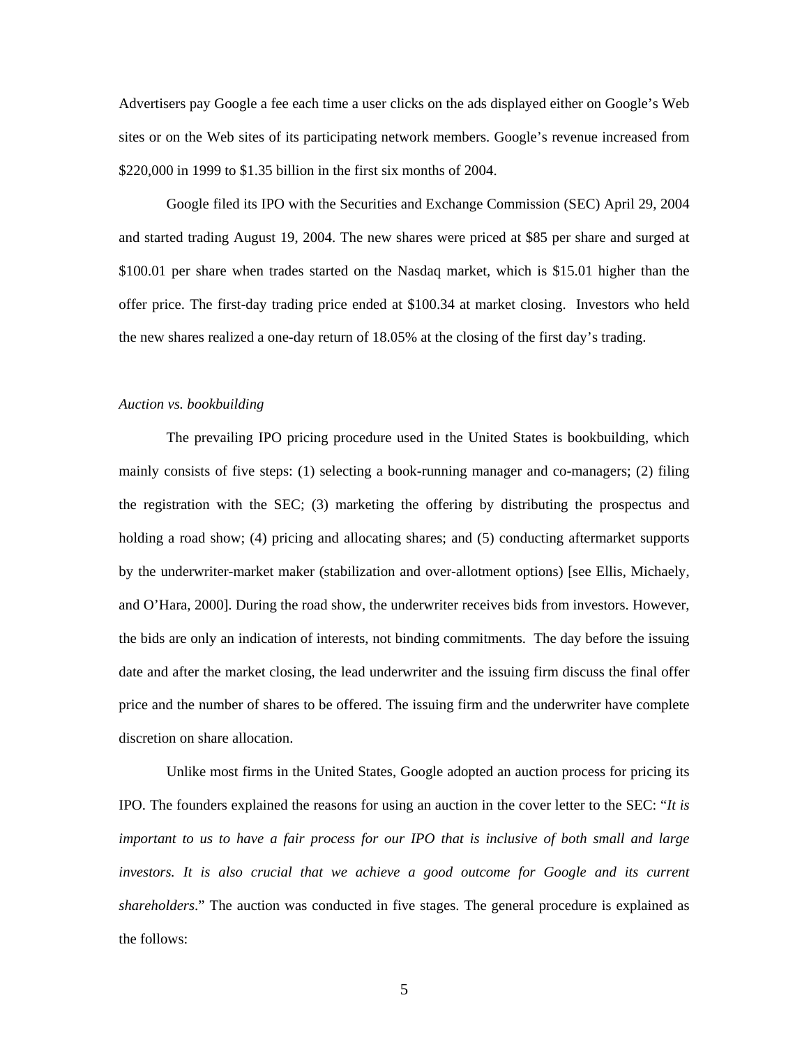Advertisers pay Google a fee each time a user clicks on the ads displayed either on Google's Web sites or on the Web sites of its participating network members. Google's revenue increased from $220,000 in 1999 to $1.35 billion in the first six months of 2004.

Google filed its IPO with the Securities and Exchange Commission (SEC) April 29, 2004 and started trading August 19, 2004. The new shares were priced at $85 per share and surged at $100.01 per share when trades started on the Nasdaq market, which is $15.01 higher than the offer price. The first-day trading price ended at $100.34 at market closing. Investors who held the new shares realized a one-day return of 18.05% at the closing of the first day's trading.

*Auction vs. bookbuilding*

The prevailing IPO pricing procedure used in the United States is bookbuilding, which mainly consists of five steps: (1) selecting a book-running manager and co-managers; (2) filing the registration with the SEC; (3) marketing the offering by distributing the prospectus and holding a road show; (4) pricing and allocating shares; and (5) conducting aftermarket supports by the underwriter-market maker (stabilization and over-allotment options) [see Ellis, Michaely, and O'Hara, 2000]. During the road show, the underwriter receives bids from investors. However, the bids are only an indication of interests, not binding commitments. The day before the issuing date and after the market closing, the lead underwriter and the issuing firm discuss the final offer price and the number of shares to be offered. The issuing firm and the underwriter have complete discretion on share allocation.

Unlike most firms in the United States, Google adopted an auction process for pricing its IPO. The founders explained the reasons for using an auction in the cover letter to the SEC: "*It is important to us to have a fair process for our IPO that is inclusive of both small and large investors. It is also crucial that we achieve a good outcome for Google and its current shareholders*." The auction was conducted in five stages. The general procedure is explained as the follows: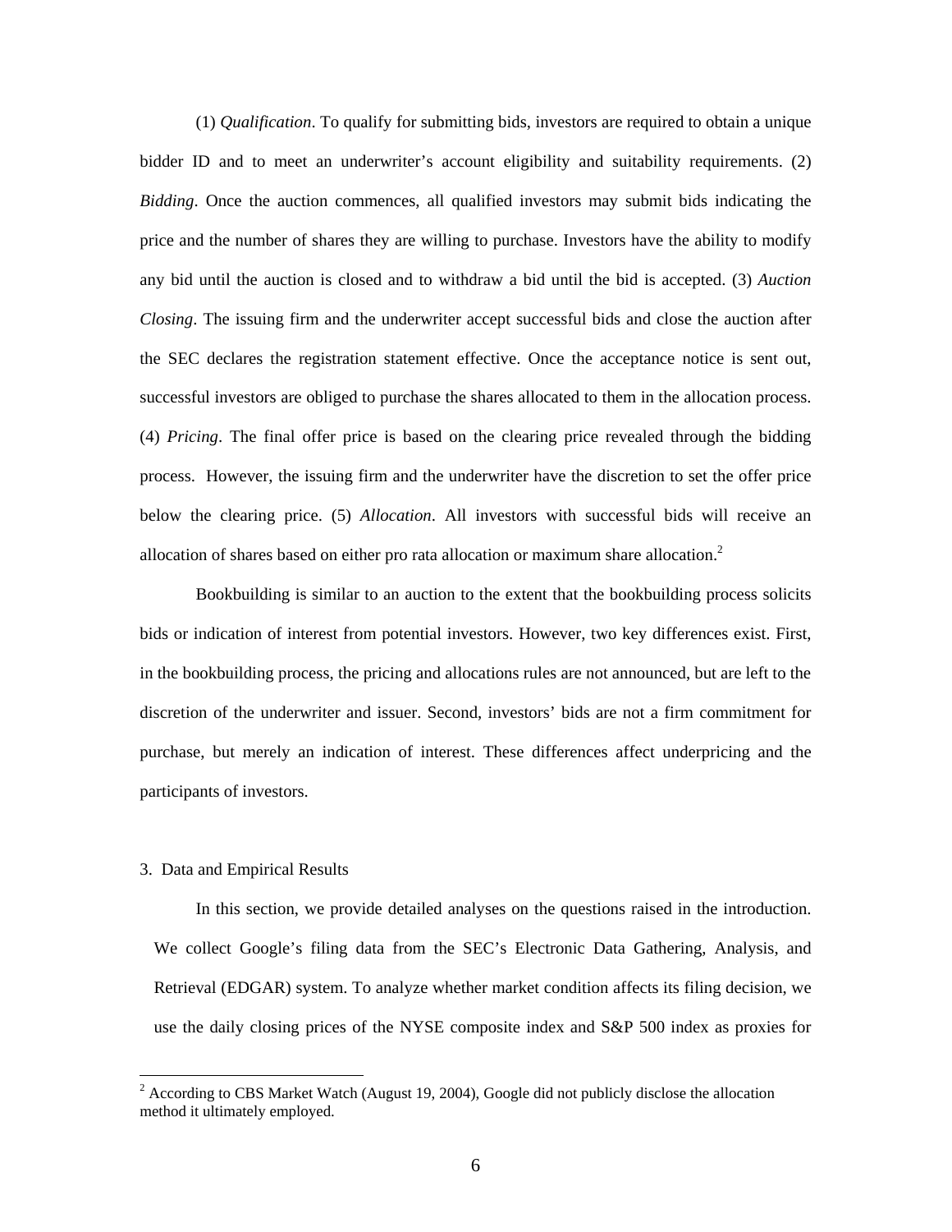(1) *Qualification*. To qualify for submitting bids, investors are required to obtain a unique bidder ID and to meet an underwriter's account eligibility and suitability requirements. (2) *Bidding*. Once the auction commences, all qualified investors may submit bids indicating the price and the number of shares they are willing to purchase. Investors have the ability to modify any bid until the auction is closed and to withdraw a bid until the bid is accepted. (3) *Auction Closing*. The issuing firm and the underwriter accept successful bids and close the auction after the SEC declares the registration statement effective. Once the acceptance notice is sent out, successful investors are obliged to purchase the shares allocated to them in the allocation process. (4) *Pricing*. The final offer price is based on the clearing price revealed through the bidding process. However, the issuing firm and the underwriter have the discretion to set the offer price below the clearing price. (5) *Allocation*. All investors with successful bids will receive an allocation of shares based on either pro rata allocation or maximum share allocation.[2]

Bookbuilding is similar to an auction to the extent that the bookbuilding process solicits bids or indication of interest from potential investors. However, two key differences exist. First, in the bookbuilding process, the pricing and allocations rules are not announced, but are left to the discretion of the underwriter and issuer. Second, investors' bids are not a firm commitment for purchase, but merely an indication of interest. These differences affect underpricing and the participants of investors.

## 3. Data and Empirical Results

In this section, we provide detailed analyses on the questions raised in the introduction. We collect Google's filing data from the SEC's Electronic Data Gathering, Analysis, and Retrieval (EDGAR) system. To analyze whether market condition affects its filing decision, we use the daily closing prices of the NYSE composite index and S&P 500 index as proxies for

[2] According to CBS Market Watch (August 19, 2004), Google did not publicly disclose the allocation method it ultimately employed.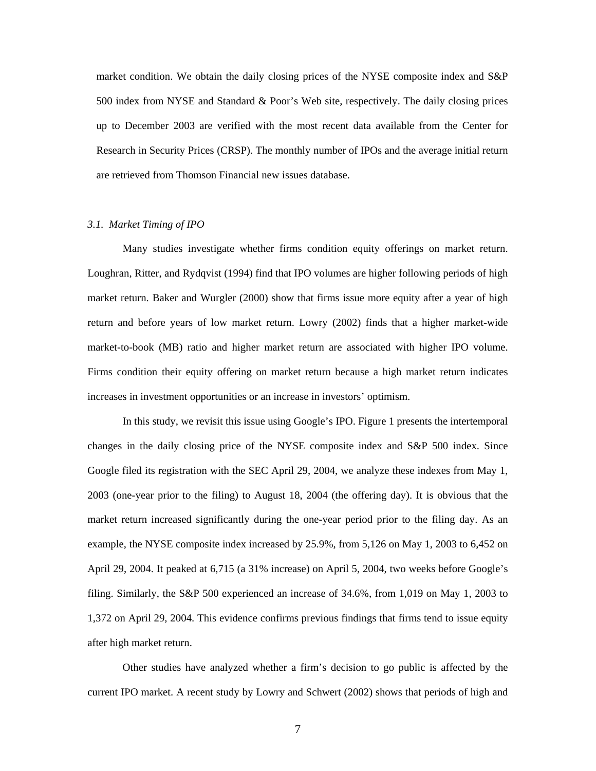market condition. We obtain the daily closing prices of the NYSE composite index and S&P 500 index from NYSE and Standard & Poor's Web site, respectively. The daily closing prices up to December 2003 are verified with the most recent data available from the Center for Research in Security Prices (CRSP). The monthly number of IPOs and the average initial return are retrieved from Thomson Financial new issues database.

### *3.1. Market Timing of IPO*

Many studies investigate whether firms condition equity offerings on market return. Loughran, Ritter, and Rydqvist (1994) find that IPO volumes are higher following periods of high market return. Baker and Wurgler (2000) show that firms issue more equity after a year of high return and before years of low market return. Lowry (2002) finds that a higher market-wide market-to-book (MB) ratio and higher market return are associated with higher IPO volume. Firms condition their equity offering on market return because a high market return indicates increases in investment opportunities or an increase in investors' optimism.

In this study, we revisit this issue using Google's IPO. Figure 1 presents the intertemporal changes in the daily closing price of the NYSE composite index and S&P 500 index. Since Google filed its registration with the SEC April 29, 2004, we analyze these indexes from May 1, 2003 (one-year prior to the filing) to August 18, 2004 (the offering day). It is obvious that the market return increased significantly during the one-year period prior to the filing day. As an example, the NYSE composite index increased by 25.9%, from 5,126 on May 1, 2003 to 6,452 on April 29, 2004. It peaked at 6,715 (a 31% increase) on April 5, 2004, two weeks before Google's filing. Similarly, the S&P 500 experienced an increase of 34.6%, from 1,019 on May 1, 2003 to 1,372 on April 29, 2004. This evidence confirms previous findings that firms tend to issue equity after high market return.

Other studies have analyzed whether a firm's decision to go public is affected by the current IPO market. A recent study by Lowry and Schwert (2002) shows that periods of high and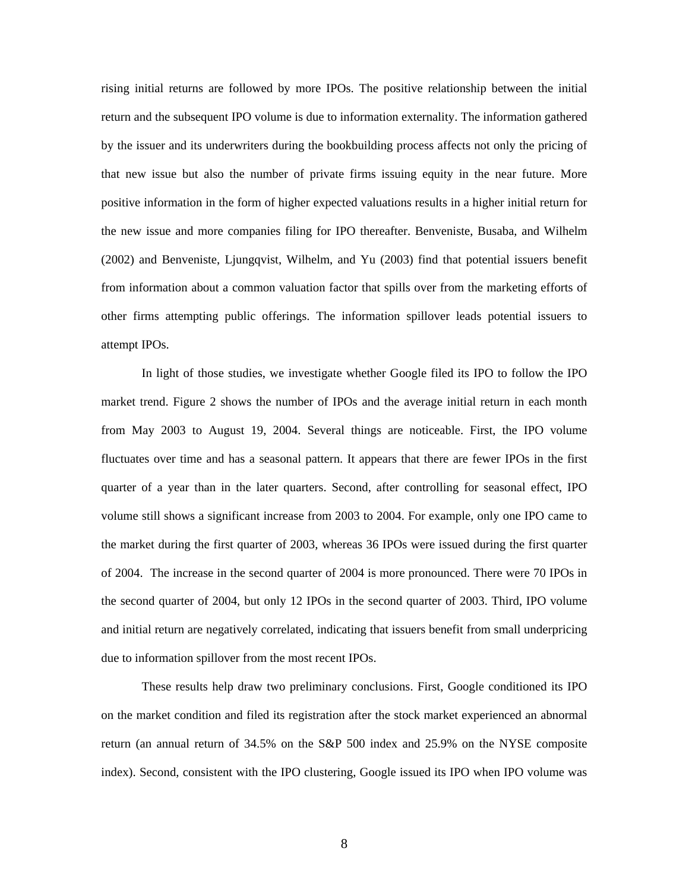rising initial returns are followed by more IPOs. The positive relationship between the initial return and the subsequent IPO volume is due to information externality. The information gathered by the issuer and its underwriters during the bookbuilding process affects not only the pricing of that new issue but also the number of private firms issuing equity in the near future. More positive information in the form of higher expected valuations results in a higher initial return for the new issue and more companies filing for IPO thereafter. Benveniste, Busaba, and Wilhelm (2002) and Benveniste, Ljungqvist, Wilhelm, and Yu (2003) find that potential issuers benefit from information about a common valuation factor that spills over from the marketing efforts of other firms attempting public offerings. The information spillover leads potential issuers to attempt IPOs.

In light of those studies, we investigate whether Google filed its IPO to follow the IPO market trend. Figure 2 shows the number of IPOs and the average initial return in each month from May 2003 to August 19, 2004. Several things are noticeable. First, the IPO volume fluctuates over time and has a seasonal pattern. It appears that there are fewer IPOs in the first quarter of a year than in the later quarters. Second, after controlling for seasonal effect, IPO volume still shows a significant increase from 2003 to 2004. For example, only one IPO came to the market during the first quarter of 2003, whereas 36 IPOs were issued during the first quarter of 2004. The increase in the second quarter of 2004 is more pronounced. There were 70 IPOs in the second quarter of 2004, but only 12 IPOs in the second quarter of 2003. Third, IPO volume and initial return are negatively correlated, indicating that issuers benefit from small underpricing due to information spillover from the most recent IPOs.

These results help draw two preliminary conclusions. First, Google conditioned its IPO on the market condition and filed its registration after the stock market experienced an abnormal return (an annual return of 34.5% on the S&P 500 index and 25.9% on the NYSE composite index). Second, consistent with the IPO clustering, Google issued its IPO when IPO volume was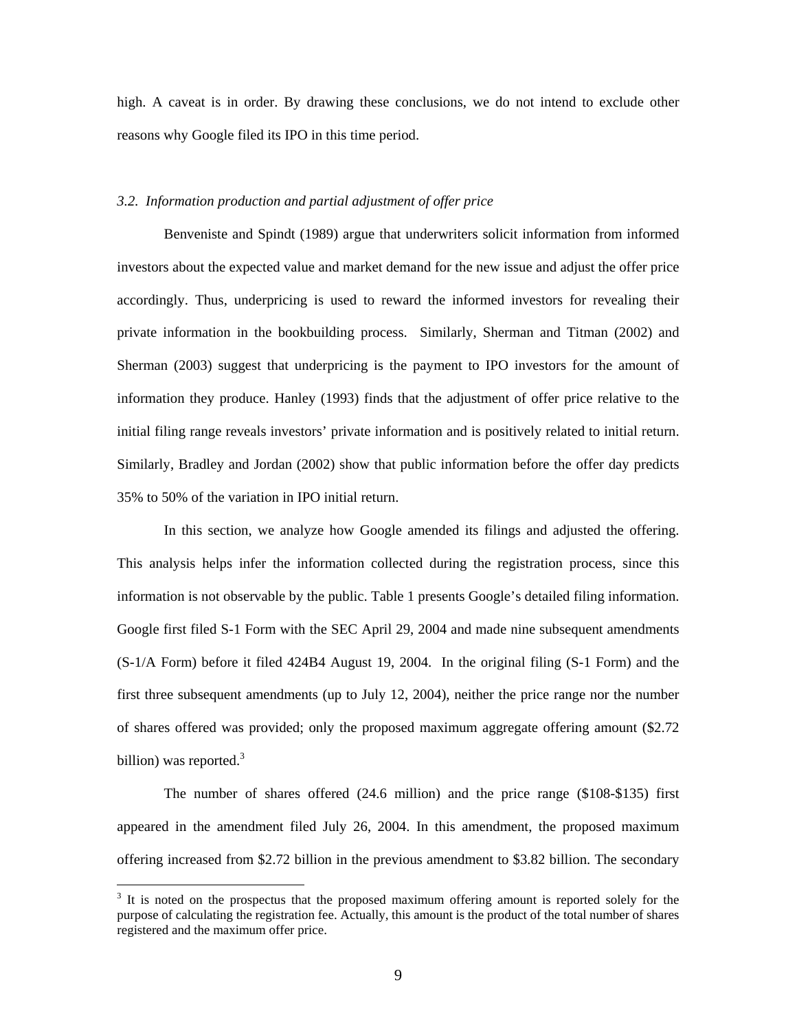high. A caveat is in order. By drawing these conclusions, we do not intend to exclude other reasons why Google filed its IPO in this time period.

### *3.2. Information production and partial adjustment of offer price*

Benveniste and Spindt (1989) argue that underwriters solicit information from informed investors about the expected value and market demand for the new issue and adjust the offer price accordingly. Thus, underpricing is used to reward the informed investors for revealing their private information in the bookbuilding process. Similarly, Sherman and Titman (2002) and Sherman (2003) suggest that underpricing is the payment to IPO investors for the amount of information they produce. Hanley (1993) finds that the adjustment of offer price relative to the initial filing range reveals investors' private information and is positively related to initial return. Similarly, Bradley and Jordan (2002) show that public information before the offer day predicts 35% to 50% of the variation in IPO initial return.

In this section, we analyze how Google amended its filings and adjusted the offering. This analysis helps infer the information collected during the registration process, since this information is not observable by the public. Table 1 presents Google's detailed filing information. Google first filed S-1 Form with the SEC April 29, 2004 and made nine subsequent amendments (S-1/A Form) before it filed 424B4 August 19, 2004. In the original filing (S-1 Form) and the first three subsequent amendments (up to July 12, 2004), neither the price range nor the number of shares offered was provided; only the proposed maximum aggregate offering amount ($2.72 billion) was reported.[3]

The number of shares offered (24.6 million) and the price range ($108-$135) first appeared in the amendment filed July 26, 2004. In this amendment, the proposed maximum offering increased from $2.72 billion in the previous amendment to $3.82 billion. The secondary

[3] It is noted on the prospectus that the proposed maximum offering amount is reported solely for the purpose of calculating the registration fee. Actually, this amount is the product of the total number of shares registered and the maximum offer price.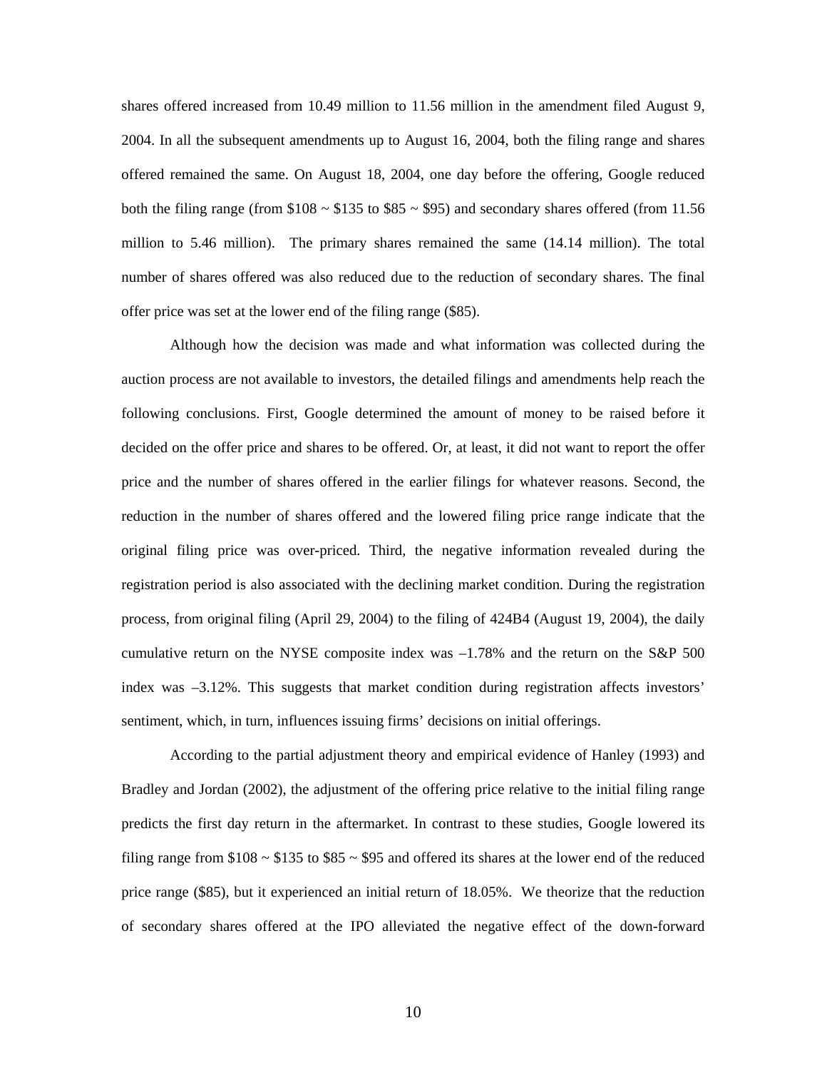shares offered increased from 10.49 million to 11.56 million in the amendment filed August 9, 2004. In all the subsequent amendments up to August 16, 2004, both the filing range and shares offered remained the same. On August 18, 2004, one day before the offering, Google reduced both the filing range (from \$108 ~ \$135 to \$85 ~ \$95) and secondary shares offered (from 11.56 million to 5.46 million). The primary shares remained the same (14.14 million). The total number of shares offered was also reduced due to the reduction of secondary shares. The final offer price was set at the lower end of the filing range (\$85).

Although how the decision was made and what information was collected during the auction process are not available to investors, the detailed filings and amendments help reach the following conclusions. First, Google determined the amount of money to be raised before it decided on the offer price and shares to be offered. Or, at least, it did not want to report the offer price and the number of shares offered in the earlier filings for whatever reasons. Second, the reduction in the number of shares offered and the lowered filing price range indicate that the original filing price was over-priced. Third, the negative information revealed during the registration period is also associated with the declining market condition. During the registration process, from original filing (April 29, 2004) to the filing of 424B4 (August 19, 2004), the daily cumulative return on the NYSE composite index was –1.78% and the return on the S&P 500 index was –3.12%. This suggests that market condition during registration affects investors' sentiment, which, in turn, influences issuing firms' decisions on initial offerings.

According to the partial adjustment theory and empirical evidence of Hanley (1993) and Bradley and Jordan (2002), the adjustment of the offering price relative to the initial filing range predicts the first day return in the aftermarket. In contrast to these studies, Google lowered its filing range from \$108 ~ \$135 to \$85 ~ \$95 and offered its shares at the lower end of the reduced price range (\$85), but it experienced an initial return of 18.05%. We theorize that the reduction of secondary shares offered at the IPO alleviated the negative effect of the down-forward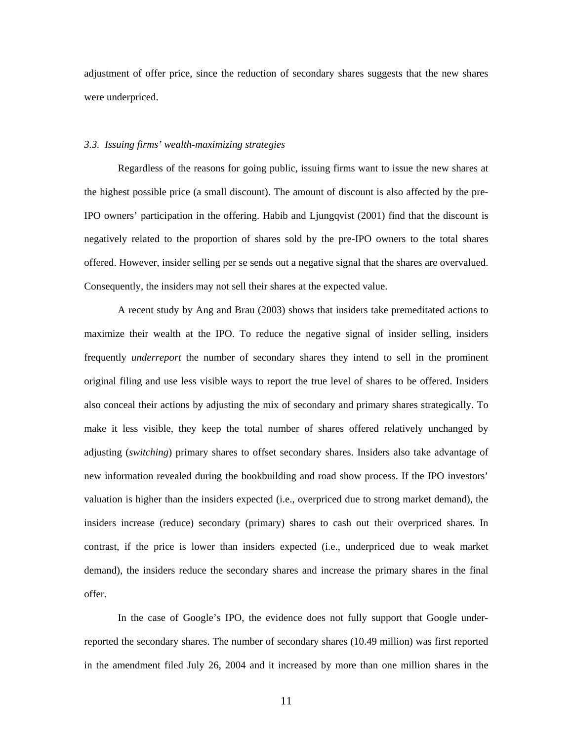adjustment of offer price, since the reduction of secondary shares suggests that the new shares were underpriced.

### *3.3. Issuing firms' wealth-maximizing strategies*

Regardless of the reasons for going public, issuing firms want to issue the new shares at the highest possible price (a small discount). The amount of discount is also affected by the pre-IPO owners' participation in the offering. Habib and Ljungqvist (2001) find that the discount is negatively related to the proportion of shares sold by the pre-IPO owners to the total shares offered. However, insider selling per se sends out a negative signal that the shares are overvalued. Consequently, the insiders may not sell their shares at the expected value.

A recent study by Ang and Brau (2003) shows that insiders take premeditated actions to maximize their wealth at the IPO. To reduce the negative signal of insider selling, insiders frequently *underreport* the number of secondary shares they intend to sell in the prominent original filing and use less visible ways to report the true level of shares to be offered. Insiders also conceal their actions by adjusting the mix of secondary and primary shares strategically. To make it less visible, they keep the total number of shares offered relatively unchanged by adjusting (*switching*) primary shares to offset secondary shares. Insiders also take advantage of new information revealed during the bookbuilding and road show process. If the IPO investors' valuation is higher than the insiders expected (i.e., overpriced due to strong market demand), the insiders increase (reduce) secondary (primary) shares to cash out their overpriced shares. In contrast, if the price is lower than insiders expected (i.e., underpriced due to weak market demand), the insiders reduce the secondary shares and increase the primary shares in the final offer.

In the case of Google's IPO, the evidence does not fully support that Google under-reported the secondary shares. The number of secondary shares (10.49 million) was first reported in the amendment filed July 26, 2004 and it increased by more than one million shares in the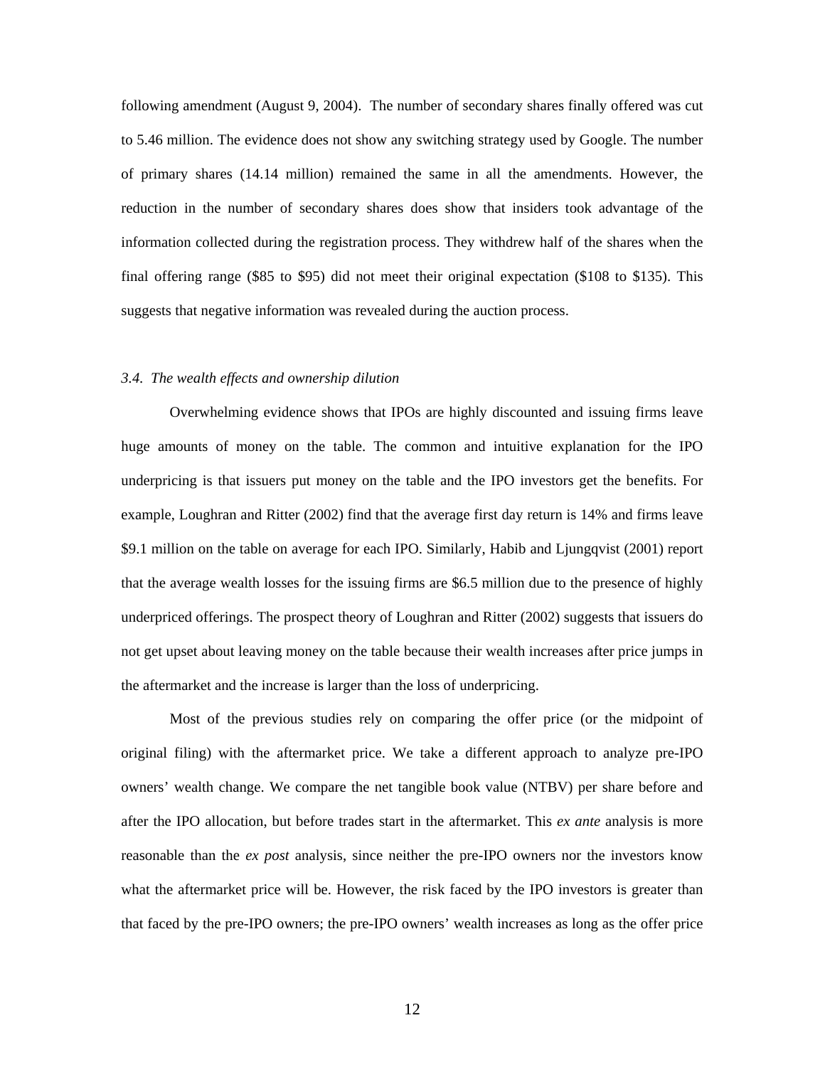following amendment (August 9, 2004). The number of secondary shares finally offered was cut to 5.46 million. The evidence does not show any switching strategy used by Google. The number of primary shares (14.14 million) remained the same in all the amendments. However, the reduction in the number of secondary shares does show that insiders took advantage of the information collected during the registration process. They withdrew half of the shares when the final offering range ($85 to $95) did not meet their original expectation ($108 to $135). This suggests that negative information was revealed during the auction process.

### *3.4. The wealth effects and ownership dilution*

Overwhelming evidence shows that IPOs are highly discounted and issuing firms leave huge amounts of money on the table. The common and intuitive explanation for the IPO underpricing is that issuers put money on the table and the IPO investors get the benefits. For example, Loughran and Ritter (2002) find that the average first day return is 14% and firms leave $9.1 million on the table on average for each IPO. Similarly, Habib and Ljungqvist (2001) report that the average wealth losses for the issuing firms are $6.5 million due to the presence of highly underpriced offerings. The prospect theory of Loughran and Ritter (2002) suggests that issuers do not get upset about leaving money on the table because their wealth increases after price jumps in the aftermarket and the increase is larger than the loss of underpricing.

Most of the previous studies rely on comparing the offer price (or the midpoint of original filing) with the aftermarket price. We take a different approach to analyze pre-IPO owners' wealth change. We compare the net tangible book value (NTBV) per share before and after the IPO allocation, but before trades start in the aftermarket. This *ex ante* analysis is more reasonable than the *ex post* analysis, since neither the pre-IPO owners nor the investors know what the aftermarket price will be. However, the risk faced by the IPO investors is greater than that faced by the pre-IPO owners; the pre-IPO owners' wealth increases as long as the offer price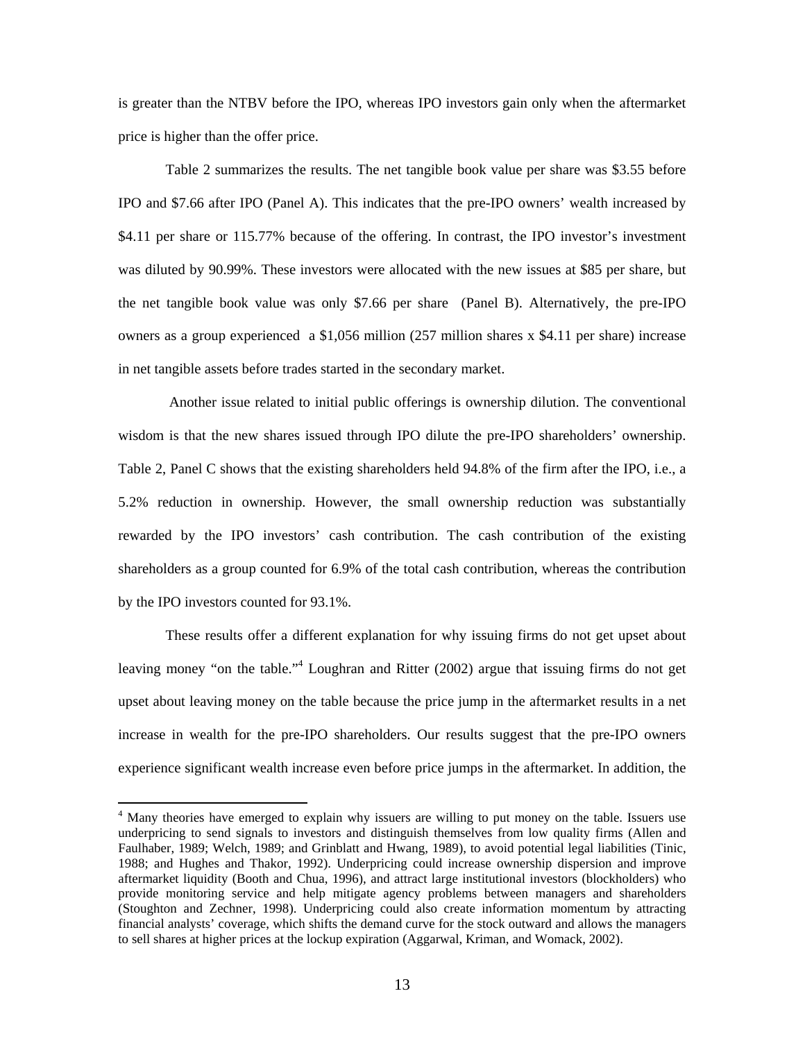is greater than the NTBV before the IPO, whereas IPO investors gain only when the aftermarket price is higher than the offer price.

Table 2 summarizes the results. The net tangible book value per share was $3.55 before IPO and $7.66 after IPO (Panel A). This indicates that the pre-IPO owners' wealth increased by $4.11 per share or 115.77% because of the offering. In contrast, the IPO investor's investment was diluted by 90.99%. These investors were allocated with the new issues at $85 per share, but the net tangible book value was only $7.66 per share (Panel B). Alternatively, the pre-IPO owners as a group experienced a $1,056 million (257 million shares x $4.11 per share) increase in net tangible assets before trades started in the secondary market.

Another issue related to initial public offerings is ownership dilution. The conventional wisdom is that the new shares issued through IPO dilute the pre-IPO shareholders' ownership. Table 2, Panel C shows that the existing shareholders held 94.8% of the firm after the IPO, i.e., a 5.2% reduction in ownership. However, the small ownership reduction was substantially rewarded by the IPO investors' cash contribution. The cash contribution of the existing shareholders as a group counted for 6.9% of the total cash contribution, whereas the contribution by the IPO investors counted for 93.1%.

These results offer a different explanation for why issuing firms do not get upset about leaving money "on the table."[4] Loughran and Ritter (2002) argue that issuing firms do not get upset about leaving money on the table because the price jump in the aftermarket results in a net increase in wealth for the pre-IPO shareholders. Our results suggest that the pre-IPO owners experience significant wealth increase even before price jumps in the aftermarket. In addition, the

[4] Many theories have emerged to explain why issuers are willing to put money on the table. Issuers use underpricing to send signals to investors and distinguish themselves from low quality firms (Allen and Faulhaber, 1989; Welch, 1989; and Grinblatt and Hwang, 1989), to avoid potential legal liabilities (Tinic, 1988; and Hughes and Thakor, 1992). Underpricing could increase ownership dispersion and improve aftermarket liquidity (Booth and Chua, 1996), and attract large institutional investors (blockholders) who provide monitoring service and help mitigate agency problems between managers and shareholders (Stoughton and Zechner, 1998). Underpricing could also create information momentum by attracting financial analysts' coverage, which shifts the demand curve for the stock outward and allows the managers to sell shares at higher prices at the lockup expiration (Aggarwal, Kriman, and Womack, 2002).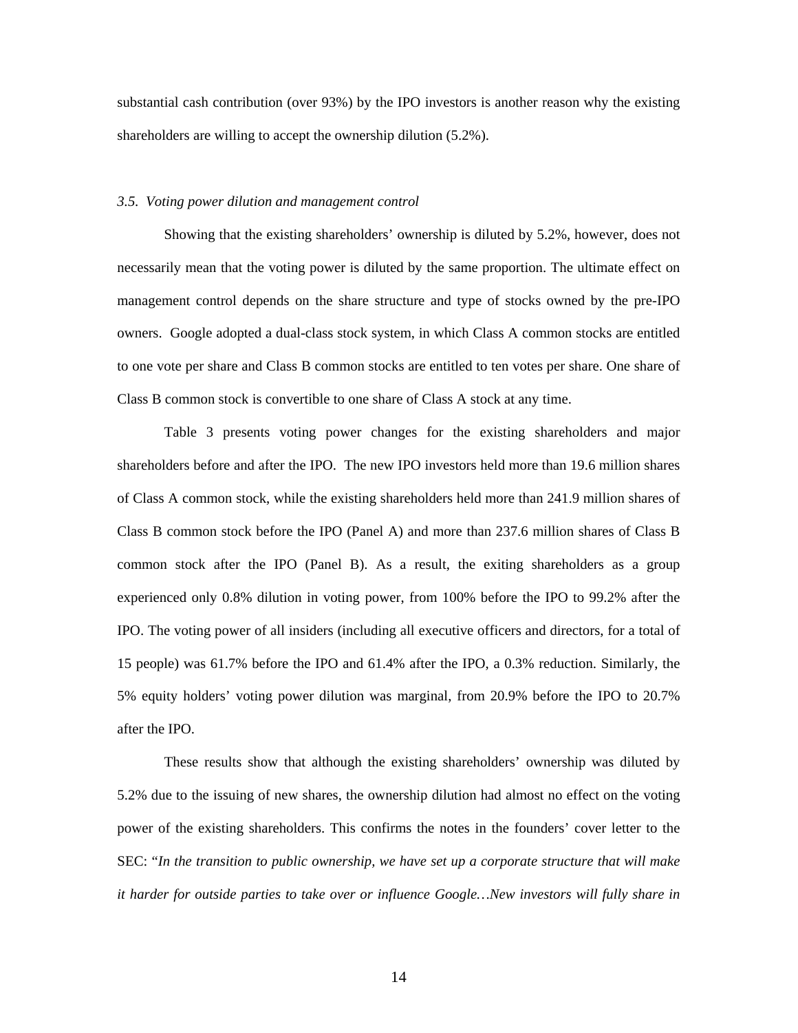substantial cash contribution (over 93%) by the IPO investors is another reason why the existing shareholders are willing to accept the ownership dilution (5.2%).

### *3.5. Voting power dilution and management control*

Showing that the existing shareholders' ownership is diluted by 5.2%, however, does not necessarily mean that the voting power is diluted by the same proportion. The ultimate effect on management control depends on the share structure and type of stocks owned by the pre-IPO owners. Google adopted a dual-class stock system, in which Class A common stocks are entitled to one vote per share and Class B common stocks are entitled to ten votes per share. One share of Class B common stock is convertible to one share of Class A stock at any time.

Table 3 presents voting power changes for the existing shareholders and major shareholders before and after the IPO. The new IPO investors held more than 19.6 million shares of Class A common stock, while the existing shareholders held more than 241.9 million shares of Class B common stock before the IPO (Panel A) and more than 237.6 million shares of Class B common stock after the IPO (Panel B). As a result, the exiting shareholders as a group experienced only 0.8% dilution in voting power, from 100% before the IPO to 99.2% after the IPO. The voting power of all insiders (including all executive officers and directors, for a total of 15 people) was 61.7% before the IPO and 61.4% after the IPO, a 0.3% reduction. Similarly, the 5% equity holders' voting power dilution was marginal, from 20.9% before the IPO to 20.7% after the IPO.

These results show that although the existing shareholders' ownership was diluted by 5.2% due to the issuing of new shares, the ownership dilution had almost no effect on the voting power of the existing shareholders. This confirms the notes in the founders' cover letter to the SEC: "*In the transition to public ownership, we have set up a corporate structure that will make it harder for outside parties to take over or influence Google…New investors will fully share in*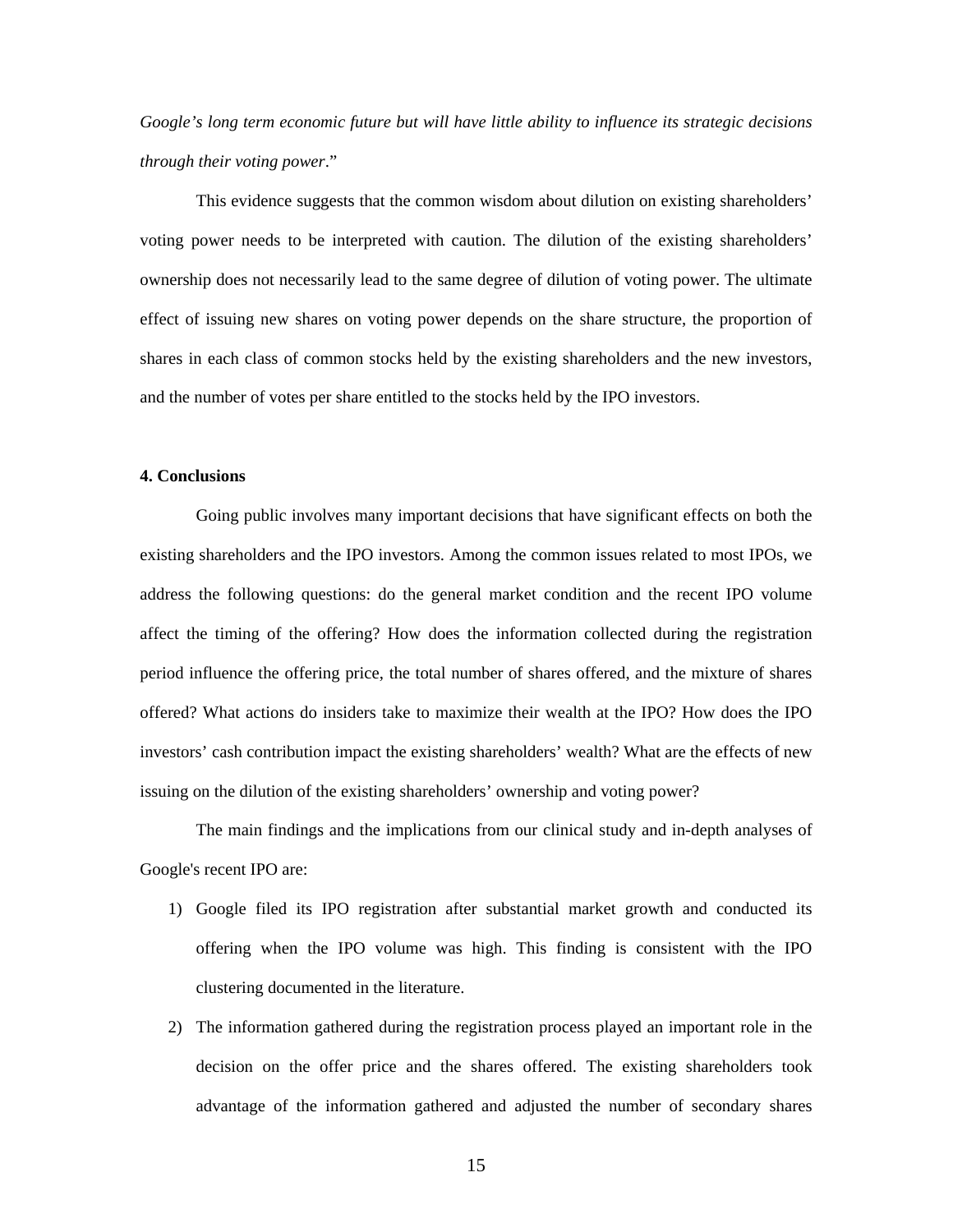*Google's long term economic future but will have little ability to influence its strategic decisions through their voting power*."

This evidence suggests that the common wisdom about dilution on existing shareholders' voting power needs to be interpreted with caution. The dilution of the existing shareholders' ownership does not necessarily lead to the same degree of dilution of voting power. The ultimate effect of issuing new shares on voting power depends on the share structure, the proportion of shares in each class of common stocks held by the existing shareholders and the new investors, and the number of votes per share entitled to the stocks held by the IPO investors.

## 4. Conclusions

Going public involves many important decisions that have significant effects on both the existing shareholders and the IPO investors. Among the common issues related to most IPOs, we address the following questions: do the general market condition and the recent IPO volume affect the timing of the offering? How does the information collected during the registration period influence the offering price, the total number of shares offered, and the mixture of shares offered? What actions do insiders take to maximize their wealth at the IPO? How does the IPO investors' cash contribution impact the existing shareholders' wealth? What are the effects of new issuing on the dilution of the existing shareholders' ownership and voting power?

The main findings and the implications from our clinical study and in-depth analyses of Google's recent IPO are:

1) Google filed its IPO registration after substantial market growth and conducted its offering when the IPO volume was high. This finding is consistent with the IPO clustering documented in the literature.
2) The information gathered during the registration process played an important role in the decision on the offer price and the shares offered. The existing shareholders took advantage of the information gathered and adjusted the number of secondary shares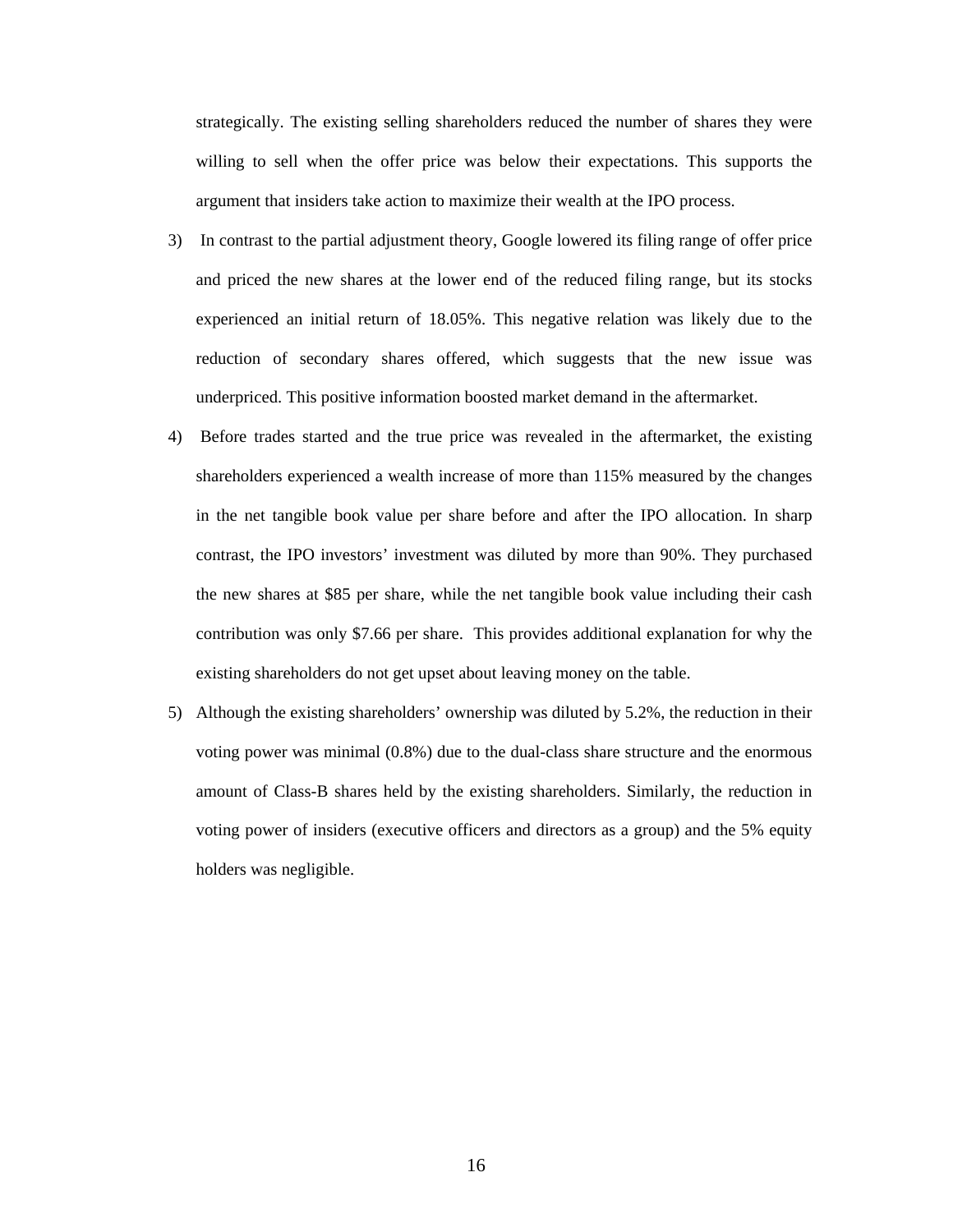strategically. The existing selling shareholders reduced the number of shares they were willing to sell when the offer price was below their expectations. This supports the argument that insiders take action to maximize their wealth at the IPO process.

3) In contrast to the partial adjustment theory, Google lowered its filing range of offer price and priced the new shares at the lower end of the reduced filing range, but its stocks experienced an initial return of 18.05%. This negative relation was likely due to the reduction of secondary shares offered, which suggests that the new issue was underpriced. This positive information boosted market demand in the aftermarket.

4) Before trades started and the true price was revealed in the aftermarket, the existing shareholders experienced a wealth increase of more than 115% measured by the changes in the net tangible book value per share before and after the IPO allocation. In sharp contrast, the IPO investors' investment was diluted by more than 90%. They purchased the new shares at $85 per share, while the net tangible book value including their cash contribution was only $7.66 per share. This provides additional explanation for why the existing shareholders do not get upset about leaving money on the table.

5) Although the existing shareholders' ownership was diluted by 5.2%, the reduction in their voting power was minimal (0.8%) due to the dual-class share structure and the enormous amount of Class-B shares held by the existing shareholders. Similarly, the reduction in voting power of insiders (executive officers and directors as a group) and the 5% equity holders was negligible.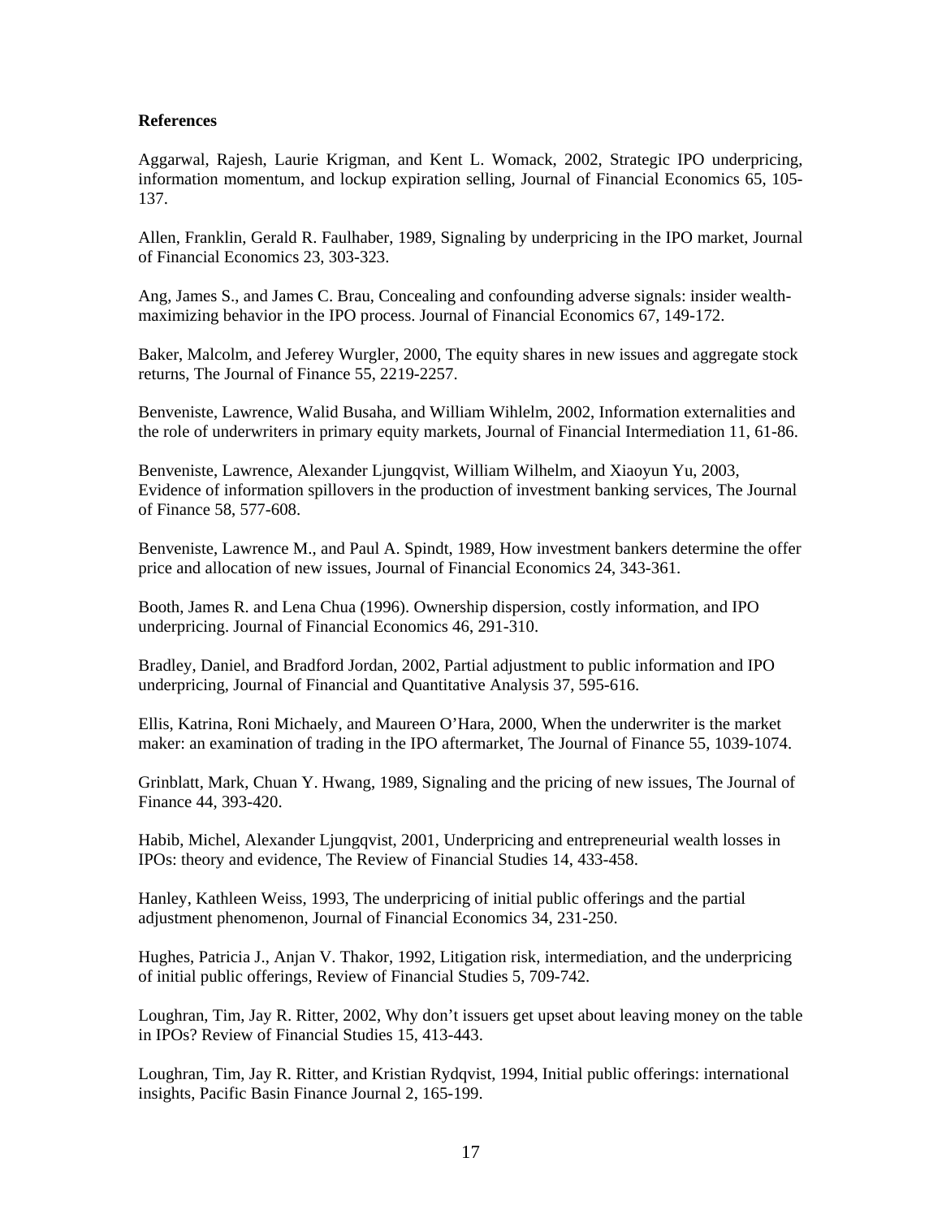**References**

Aggarwal, Rajesh, Laurie Krigman, and Kent L. Womack, 2002, Strategic IPO underpricing, information momentum, and lockup expiration selling, Journal of Financial Economics 65, 105-137.

Allen, Franklin, Gerald R. Faulhaber, 1989, Signaling by underpricing in the IPO market, Journal of Financial Economics 23, 303-323.

Ang, James S., and James C. Brau, Concealing and confounding adverse signals: insider wealth-maximizing behavior in the IPO process. Journal of Financial Economics 67, 149-172.

Baker, Malcolm, and Jeferey Wurgler, 2000, The equity shares in new issues and aggregate stock returns, The Journal of Finance 55, 2219-2257.

Benveniste, Lawrence, Walid Busaha, and William Wihlelm, 2002, Information externalities and the role of underwriters in primary equity markets, Journal of Financial Intermediation 11, 61-86.

Benveniste, Lawrence, Alexander Ljungqvist, William Wilhelm, and Xiaoyun Yu, 2003, Evidence of information spillovers in the production of investment banking services, The Journal of Finance 58, 577-608.

Benveniste, Lawrence M., and Paul A. Spindt, 1989, How investment bankers determine the offer price and allocation of new issues, Journal of Financial Economics 24, 343-361.

Booth, James R. and Lena Chua (1996). Ownership dispersion, costly information, and IPO underpricing. Journal of Financial Economics 46, 291-310.

Bradley, Daniel, and Bradford Jordan, 2002, Partial adjustment to public information and IPO underpricing, Journal of Financial and Quantitative Analysis 37, 595-616.

Ellis, Katrina, Roni Michaely, and Maureen O'Hara, 2000, When the underwriter is the market maker: an examination of trading in the IPO aftermarket, The Journal of Finance 55, 1039-1074.

Grinblatt, Mark, Chuan Y. Hwang, 1989, Signaling and the pricing of new issues, The Journal of Finance 44, 393-420.

Habib, Michel, Alexander Ljungqvist, 2001, Underpricing and entrepreneurial wealth losses in IPOs: theory and evidence, The Review of Financial Studies 14, 433-458.

Hanley, Kathleen Weiss, 1993, The underpricing of initial public offerings and the partial adjustment phenomenon, Journal of Financial Economics 34, 231-250.

Hughes, Patricia J., Anjan V. Thakor, 1992, Litigation risk, intermediation, and the underpricing of initial public offerings, Review of Financial Studies 5, 709-742.

Loughran, Tim, Jay R. Ritter, 2002, Why don't issuers get upset about leaving money on the table in IPOs? Review of Financial Studies 15, 413-443.

Loughran, Tim, Jay R. Ritter, and Kristian Rydqvist, 1994, Initial public offerings: international insights, Pacific Basin Finance Journal 2, 165-199.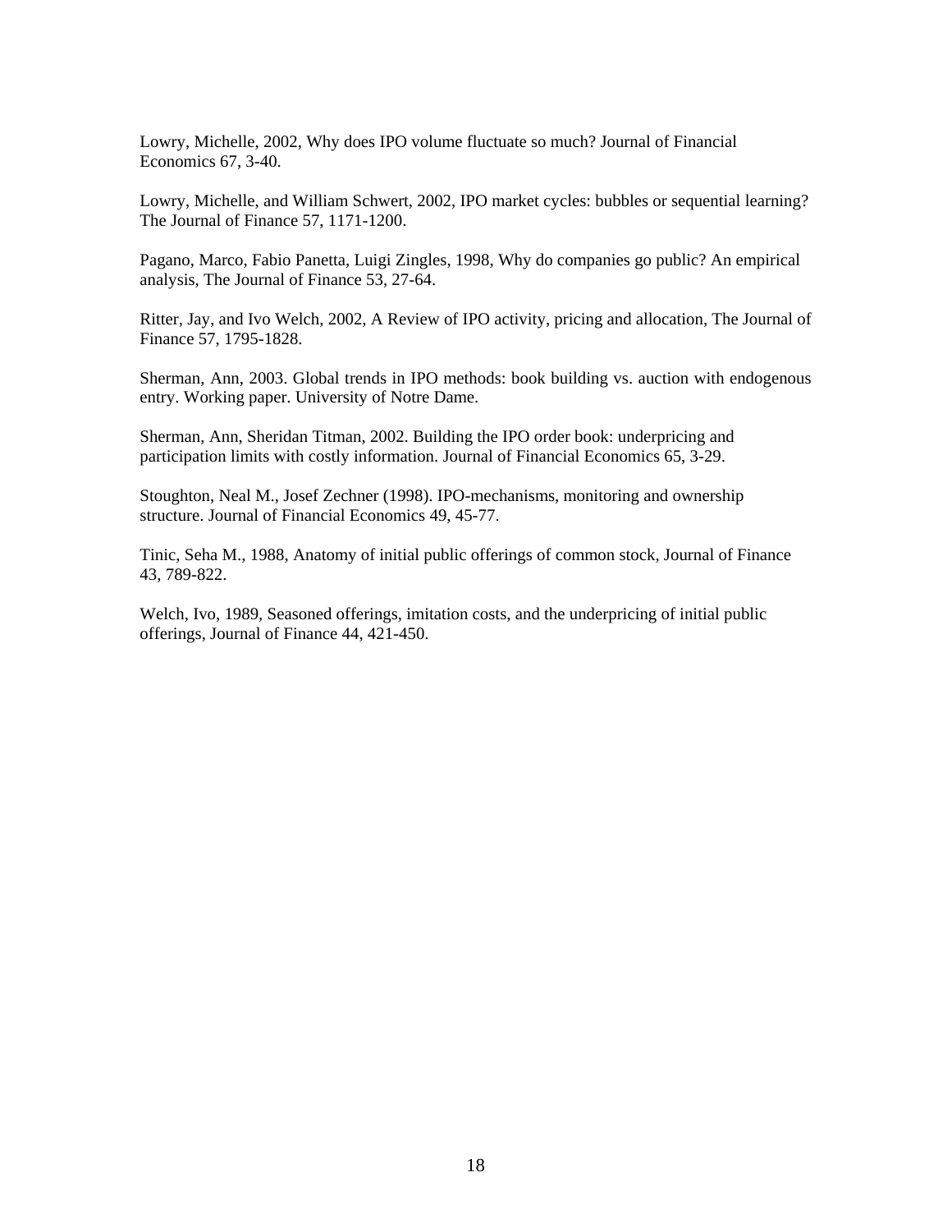Lowry, Michelle, 2002, Why does IPO volume fluctuate so much? Journal of Financial Economics 67, 3-40.

Lowry, Michelle, and William Schwert, 2002, IPO market cycles: bubbles or sequential learning? The Journal of Finance 57, 1171-1200.

Pagano, Marco, Fabio Panetta, Luigi Zingles, 1998, Why do companies go public? An empirical analysis, The Journal of Finance 53, 27-64.

Ritter, Jay, and Ivo Welch, 2002, A Review of IPO activity, pricing and allocation, The Journal of Finance 57, 1795-1828.

Sherman, Ann, 2003. Global trends in IPO methods: book building vs. auction with endogenous entry. Working paper. University of Notre Dame.

Sherman, Ann, Sheridan Titman, 2002. Building the IPO order book: underpricing and participation limits with costly information. Journal of Financial Economics 65, 3-29.

Stoughton, Neal M., Josef Zechner (1998). IPO-mechanisms, monitoring and ownership structure. Journal of Financial Economics 49, 45-77.

Tinic, Seha M., 1988, Anatomy of initial public offerings of common stock, Journal of Finance 43, 789-822.

Welch, Ivo, 1989, Seasoned offerings, imitation costs, and the underpricing of initial public offerings, Journal of Finance 44, 421-450.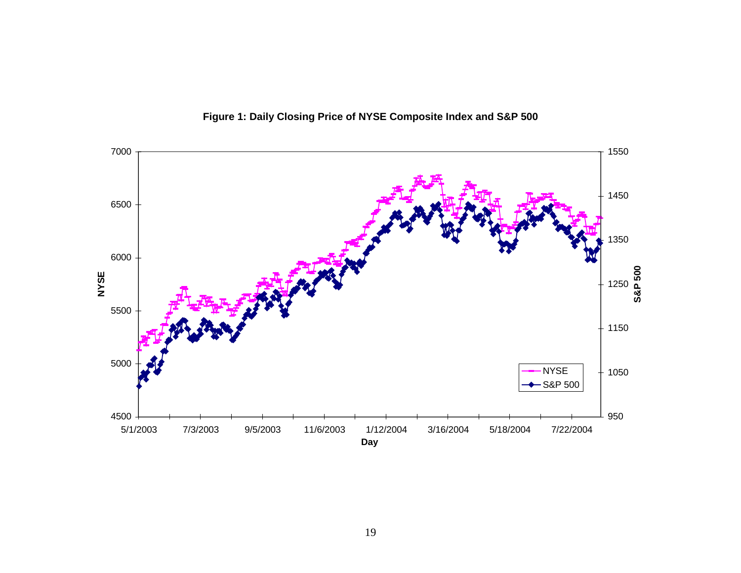**Figure 1: Daily Closing Price of NYSE Composite Index and S&P 500**

NYSE

7000
6500
6000
5500
5000
4500

S&P 500

1550
1450
1350
1250
1150
1050
950

5/1/2003
7/3/2003
9/5/2003
11/6/2003
1/12/2004
3/16/2004
5/18/2004
7/22/2004

Day

NYSE
S&P 500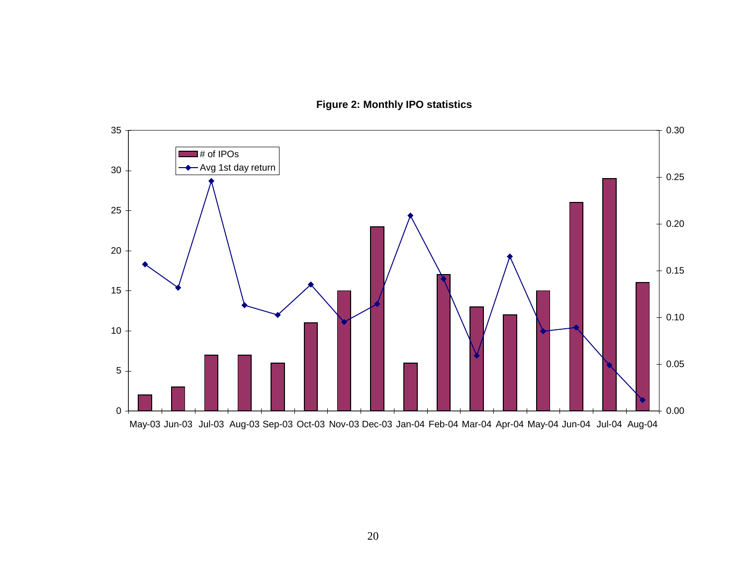**Figure 2: Monthly IPO statistics**

# of IPOs
Avg 1st day return

35
30
25
20
15
10
5
0

0.30
0.25
0.20
0.15
0.10
0.05
0.00

May-03 Jun-03 Jul-03 Aug-03 Sep-03 Oct-03 Nov-03 Dec-03 Jan-04 Feb-04 Mar-04 Apr-04 May-04 Jun-04 Jul-04 Aug-04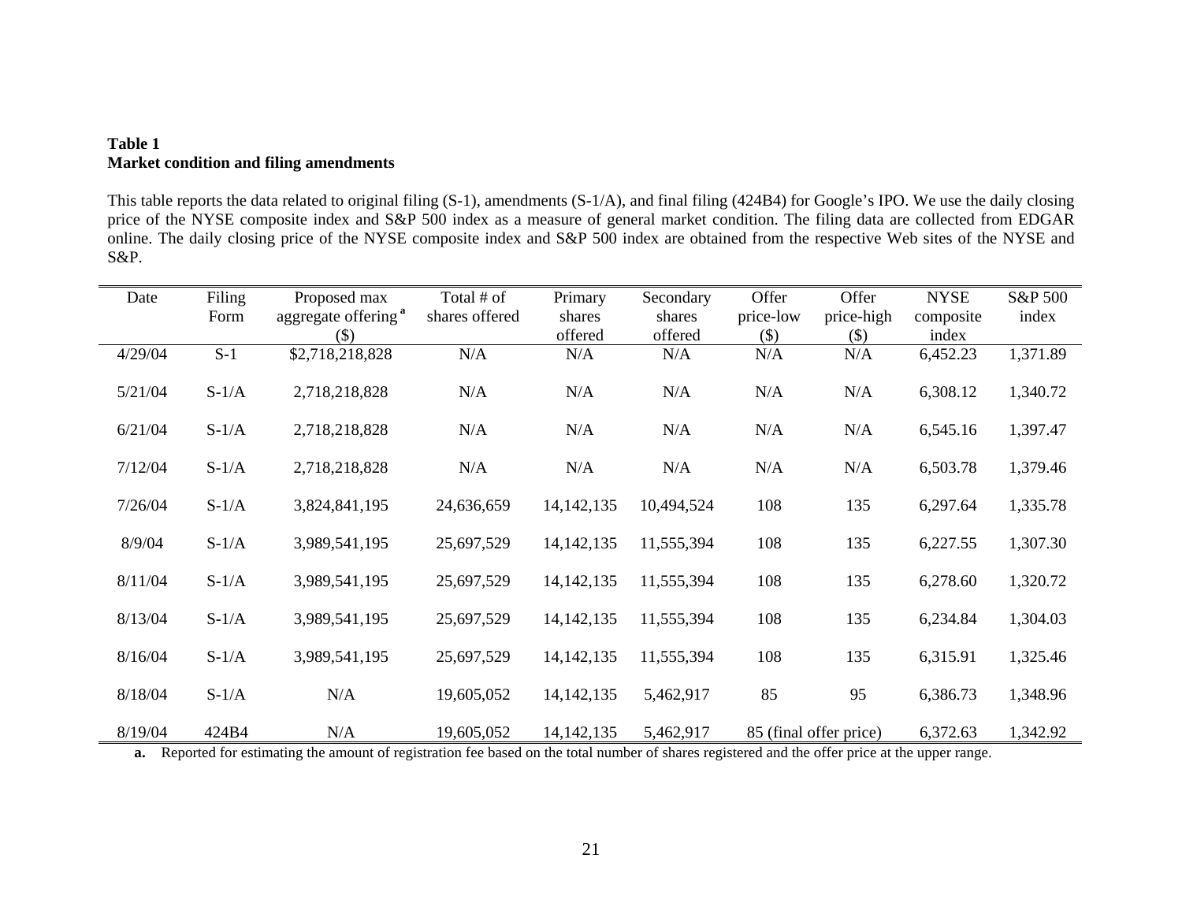**Table 1**
**Market condition and filing amendments**

This table reports the data related to original filing (S-1), amendments (S-1/A), and final filing (424B4) for Google's IPO. We use the daily closing price of the NYSE composite index and S&P 500 index as a measure of general market condition. The filing data are collected from EDGAR online. The daily closing price of the NYSE composite index and S&P 500 index are obtained from the respective Web sites of the NYSE and S&P.

| Date | Filing Form | Proposed max aggregate offering [a] ($) | Total # of shares offered | Primary shares offered | Secondary shares offered | Offer price-low ($) | Offer price-high ($) | NYSE composite index | S&P 500 index |
|---|---|---|---|---|---|---|---|---|---|
| 4/29/04 | S-1 | $2,718,218,828 | N/A | N/A | N/A | N/A | N/A | 6,452.23 | 1,371.89 |
| 5/21/04 | S-1/A | 2,718,218,828 | N/A | N/A | N/A | N/A | N/A | 6,308.12 | 1,340.72 |
| 6/21/04 | S-1/A | 2,718,218,828 | N/A | N/A | N/A | N/A | N/A | 6,545.16 | 1,397.47 |
| 7/12/04 | S-1/A | 2,718,218,828 | N/A | N/A | N/A | N/A | N/A | 6,503.78 | 1,379.46 |
| 7/26/04 | S-1/A | 3,824,841,195 | 24,636,659 | 14,142,135 | 10,494,524 | 108 | 135 | 6,297.64 | 1,335.78 |
| 8/9/04 | S-1/A | 3,989,541,195 | 25,697,529 | 14,142,135 | 11,555,394 | 108 | 135 | 6,227.55 | 1,307.30 |
| 8/11/04 | S-1/A | 3,989,541,195 | 25,697,529 | 14,142,135 | 11,555,394 | 108 | 135 | 6,278.60 | 1,320.72 |
| 8/13/04 | S-1/A | 3,989,541,195 | 25,697,529 | 14,142,135 | 11,555,394 | 108 | 135 | 6,234.84 | 1,304.03 |
| 8/16/04 | S-1/A | 3,989,541,195 | 25,697,529 | 14,142,135 | 11,555,394 | 108 | 135 | 6,315.91 | 1,325.46 |
| 8/18/04 | S-1/A | N/A | 19,605,052 | 14,142,135 | 5,462,917 | 85 | 95 | 6,386.73 | 1,348.96 |
| 8/19/04 | 424B4 | N/A | 19,605,052 | 14,142,135 | 5,462,917 | 85 (final offer price) | | 6,372.63 | 1,342.92 |

**a.** Reported for estimating the amount of registration fee based on the total number of shares registered and the offer price at the upper range.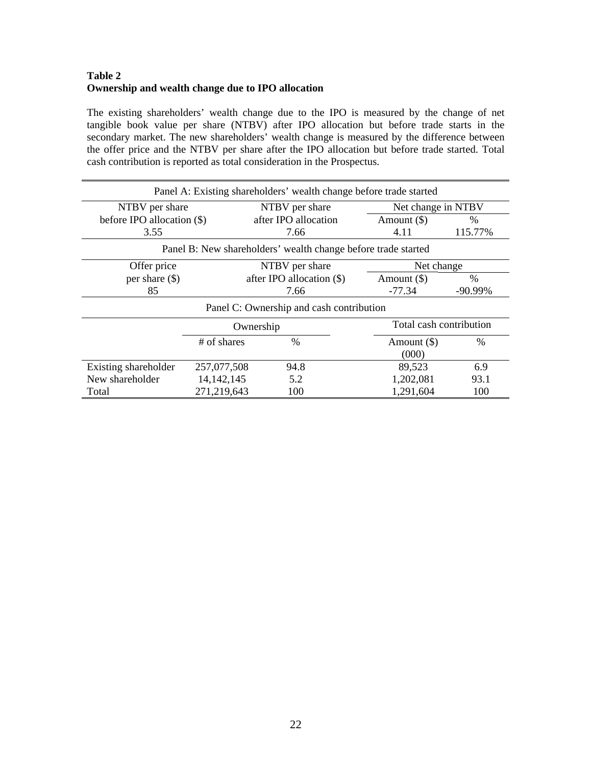**Table 2**
**Ownership and wealth change due to IPO allocation**

The existing shareholders' wealth change due to the IPO is measured by the change of net tangible book value per share (NTBV) after IPO allocation but before trade starts in the secondary market. The new shareholders' wealth change is measured by the difference between the offer price and the NTBV per share after the IPO allocation but before trade started. Total cash contribution is reported as total consideration in the Prospectus.

Panel A: Existing shareholders' wealth change before trade started

| NTBV per share before IPO allocation ($) | NTBV per share after IPO allocation | Net change in NTBV | |
|---|---|---|---|
| | | Amount ($) | % |
| 3.55 | 7.66 | 4.11 | 115.77% |

Panel B: New shareholders' wealth change before trade started

| Offer price per share ($) | NTBV per share after IPO allocation ($) | Net change | |
|---|---|---|---|
| | | Amount ($) | % |
| 85 | 7.66 | -77.34 | -90.99% |

Panel C: Ownership and cash contribution

| | Ownership | | Total cash contribution | |
|---|---|---|---|---|
| | # of shares | % | Amount ($) (000) | % |
| Existing shareholder | 257,077,508 | 94.8 | 89,523 | 6.9 |
| New shareholder | 14,142,145 | 5.2 | 1,202,081 | 93.1 |
| Total | 271,219,643 | 100 | 1,291,604 | 100 |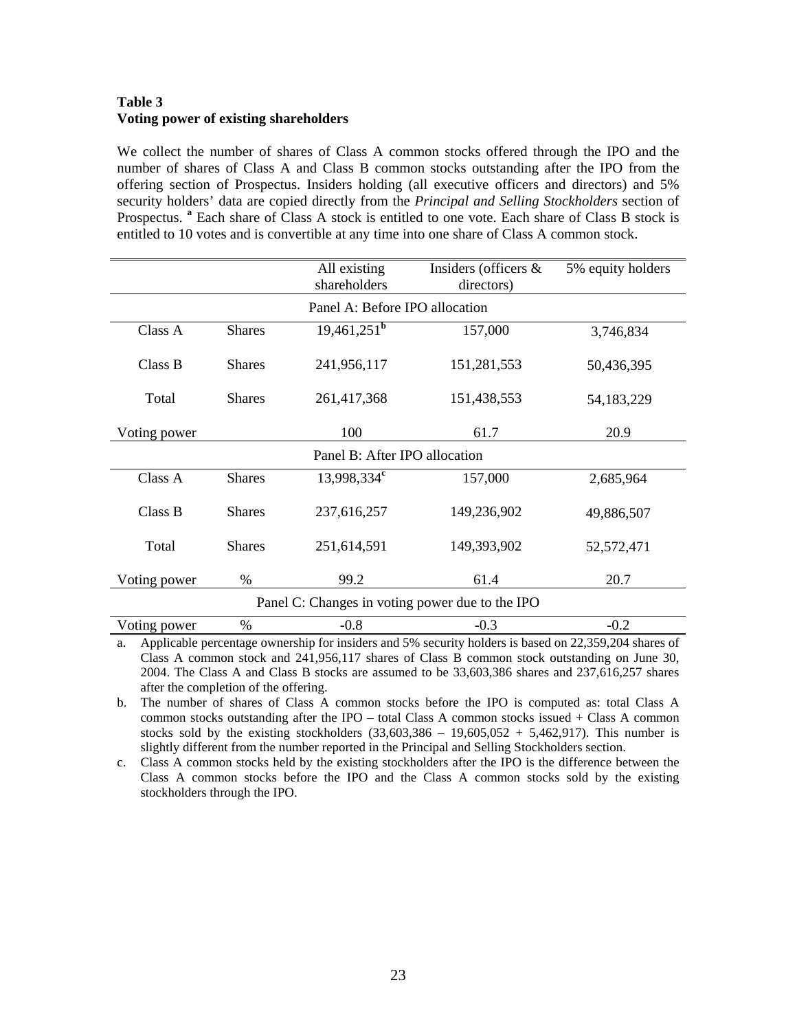**Table 3**
**Voting power of existing shareholders**

We collect the number of shares of Class A common stocks offered through the IPO and the number of shares of Class A and Class B common stocks outstanding after the IPO from the offering section of Prospectus. Insiders holding (all executive officers and directors) and 5% security holders' data are copied directly from the *Principal and Selling Stockholders* section of Prospectus. [a] Each share of Class A stock is entitled to one vote. Each share of Class B stock is entitled to 10 votes and is convertible at any time into one share of Class A common stock.

| | | All existing shareholders | Insiders (officers & directors) | 5% equity holders |
|---|---|---|---|---|
| Panel A: Before IPO allocation | | | | |
| Class A | Shares | 19,461,251[b] | 157,000 | 3,746,834 |
| Class B | Shares | 241,956,117 | 151,281,553 | 50,436,395 |
| Total | Shares | 261,417,368 | 151,438,553 | 54,183,229 |
| Voting power | | 100 | 61.7 | 20.9 |
| Panel B: After IPO allocation | | | | |
| Class A | Shares | 13,998,334[c] | 157,000 | 2,685,964 |
| Class B | Shares | 237,616,257 | 149,236,902 | 49,886,507 |
| Total | Shares | 251,614,591 | 149,393,902 | 52,572,471 |
| Voting power | % | 99.2 | 61.4 | 20.7 |
| Panel C: Changes in voting power due to the IPO | | | | |
| Voting power | % | -0.8 | -0.3 | -0.2 |

a. Applicable percentage ownership for insiders and 5% security holders is based on 22,359,204 shares of Class A common stock and 241,956,117 shares of Class B common stock outstanding on June 30, 2004. The Class A and Class B stocks are assumed to be 33,603,386 shares and 237,616,257 shares after the completion of the offering.

b. The number of shares of Class A common stocks before the IPO is computed as: total Class A common stocks outstanding after the IPO – total Class A common stocks issued + Class A common stocks sold by the existing stockholders (33,603,386 – 19,605,052 + 5,462,917). This number is slightly different from the number reported in the Principal and Selling Stockholders section.

c. Class A common stocks held by the existing stockholders after the IPO is the difference between the Class A common stocks before the IPO and the Class A common stocks sold by the existing stockholders through the IPO.